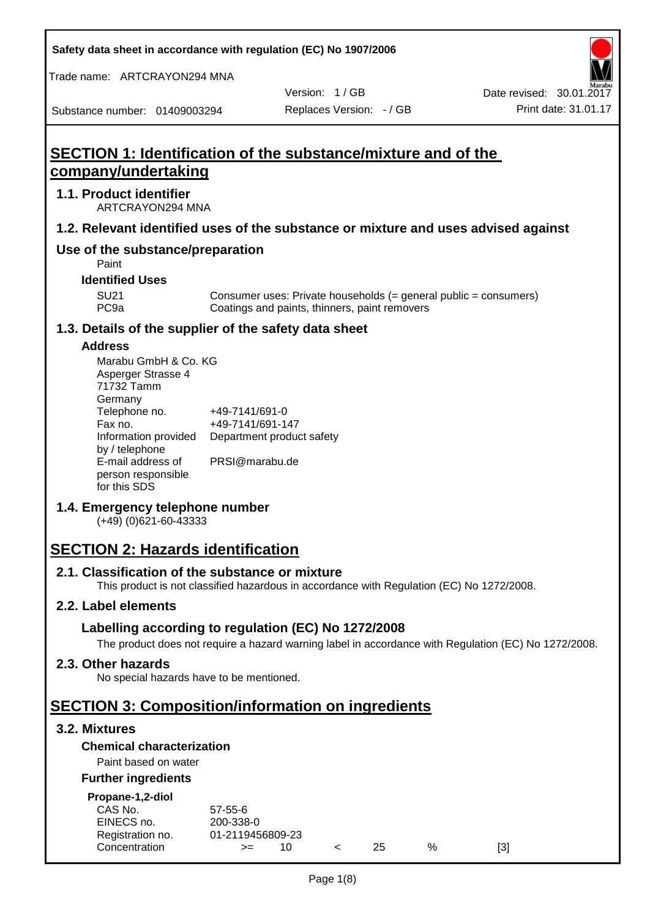Safety data sheet in accordance with regulation (EC) No 1907/2006

Trade name: ARTCRAYON294 MNA

Version: 1 / GB

Date revised: 30.01.2017

Substance number: 01409003294

Replaces Version: - / GB

Print date: 31.01.17

# SECTION 1: Identification of the substance/mixture and of the company/undertaking

## 1.1. Product identifier

ARTCRAYON294 MNA

## 1.2. Relevant identified uses of the substance or mixture and uses advised against

## Use of the substance/preparation

Paint

### Identified Uses

| | |
|---|---|
| SU21 | Consumer uses: Private households (= general public = consumers) |
| PC9a | Coatings and paints, thinners, paint removers |

## 1.3. Details of the supplier of the safety data sheet

### Address

Marabu GmbH & Co. KG
Asperger Strasse 4
71732 Tamm
Germany

| | |
|---|---|
| Telephone no. | +49-7141/691-0 |
| Fax no. | +49-7141/691-147 |
| Information provided by / telephone | Department product safety |
| E-mail address of person responsible for this SDS | PRSI@marabu.de |

## 1.4. Emergency telephone number

(+49) (0)621-60-43333

# SECTION 2: Hazards identification

## 2.1. Classification of the substance or mixture

This product is not classified hazardous in accordance with Regulation (EC) No 1272/2008.

## 2.2. Label elements

### Labelling according to regulation (EC) No 1272/2008

The product does not require a hazard warning label in accordance with Regulation (EC) No 1272/2008.

## 2.3. Other hazards

No special hazards have to be mentioned.

# SECTION 3: Composition/information on ingredients

## 3.2. Mixtures

### Chemical characterization

Paint based on water

### Further ingredients

**Propane-1,2-diol**

| | | | | | | |
|---|---|---|---|---|---|---|
| CAS No. | 57-55-6 | | | | | |
| EINECS no. | 200-338-0 | | | | | |
| Registration no. | 01-2119456809-23 | | | | | |
| Concentration | >= | 10 | < | 25 | % | [3] |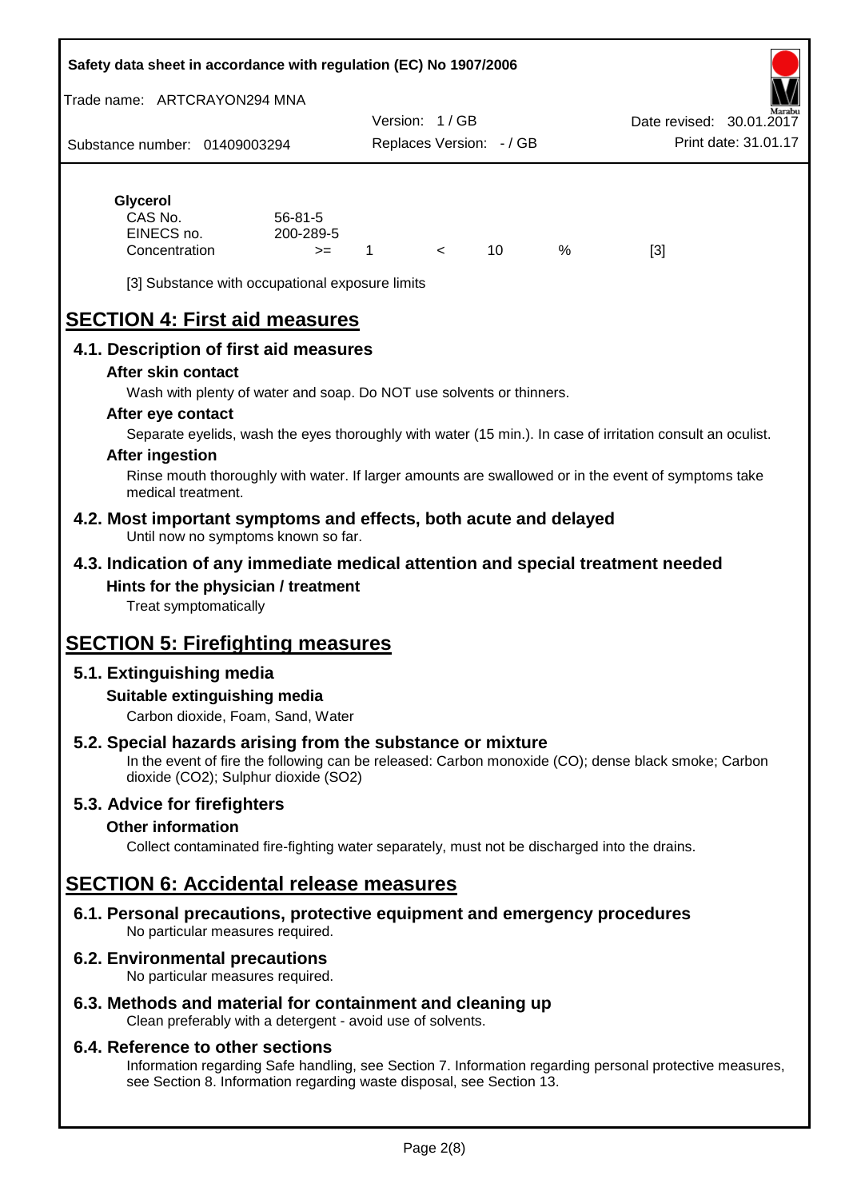**Glycerol**

| | | | | | | |
|---|---|---|---|---|---|---|
| CAS No. | 56-81-5 | | | | | |
| EINECS no. | 200-289-5 | | | | | |
| Concentration | >= | 1 | < | 10 | % | [3] |

[3] Substance with occupational exposure limits

# SECTION 4: First aid measures

## 4.1. Description of first aid measures

### After skin contact

Wash with plenty of water and soap. Do NOT use solvents or thinners.

### After eye contact

Separate eyelids, wash the eyes thoroughly with water (15 min.). In case of irritation consult an oculist.

### After ingestion

Rinse mouth thoroughly with water. If larger amounts are swallowed or in the event of symptoms take medical treatment.

## 4.2. Most important symptoms and effects, both acute and delayed

Until now no symptoms known so far.

## 4.3. Indication of any immediate medical attention and special treatment needed

### Hints for the physician / treatment

Treat symptomatically

# SECTION 5: Firefighting measures

## 5.1. Extinguishing media

### Suitable extinguishing media

Carbon dioxide, Foam, Sand, Water

## 5.2. Special hazards arising from the substance or mixture

In the event of fire the following can be released: Carbon monoxide (CO); dense black smoke; Carbon dioxide ($CO_2$); Sulphur dioxide ($SO_2$)

## 5.3. Advice for firefighters

### Other information

Collect contaminated fire-fighting water separately, must not be discharged into the drains.

# SECTION 6: Accidental release measures

## 6.1. Personal precautions, protective equipment and emergency procedures

No particular measures required.

## 6.2. Environmental precautions

No particular measures required.

## 6.3. Methods and material for containment and cleaning up

Clean preferably with a detergent - avoid use of solvents.

## 6.4. Reference to other sections

Information regarding Safe handling, see Section 7. Information regarding personal protective measures, see Section 8. Information regarding waste disposal, see Section 13.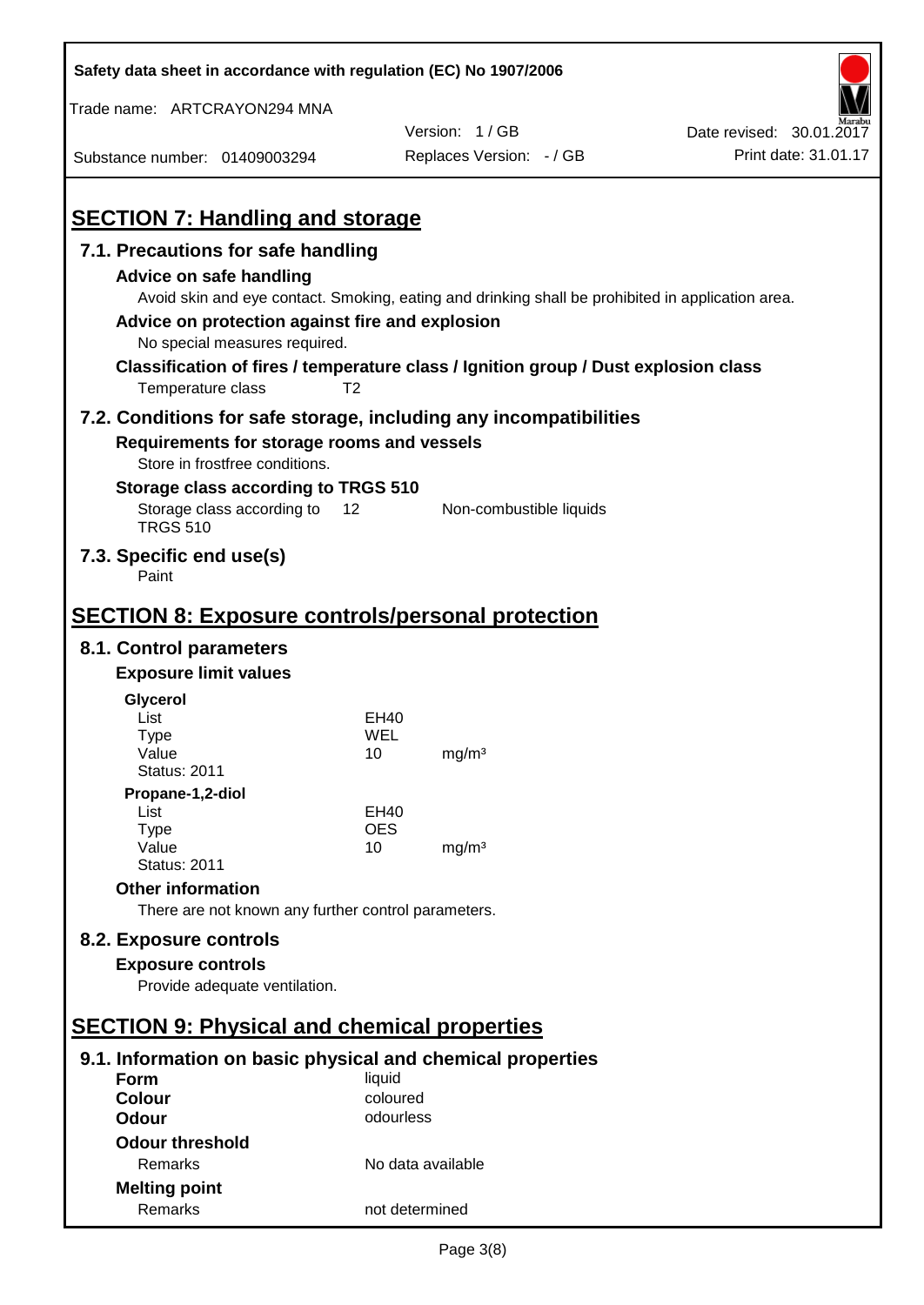## SECTION 7: Handling and storage

### 7.1. Precautions for safe handling

**Advice on safe handling**

Avoid skin and eye contact. Smoking, eating and drinking shall be prohibited in application area.

**Advice on protection against fire and explosion**

No special measures required.

**Classification of fires / temperature class / Ignition group / Dust explosion class**

Temperature class T2

### 7.2. Conditions for safe storage, including any incompatibilities

**Requirements for storage rooms and vessels**

Store in frostfree conditions.

**Storage class according to TRGS 510**

| | | |
|---|---|---|
| Storage class according to TRGS 510 | 12 | Non-combustible liquids |

### 7.3. Specific end use(s)

Paint

## SECTION 8: Exposure controls/personal protection

### 8.1. Control parameters

**Exposure limit values**

**Glycerol**

| | | |
|---|---|---|
| List | EH40 | |
| Type | WEL | |
| Value | 10 | mg/m³ |
| Status: 2011 | | |

**Propane-1,2-diol**

| | | |
|---|---|---|
| List | EH40 | |
| Type | OES | |
| Value | 10 | mg/m³ |
| Status: 2011 | | |

**Other information**

There are not known any further control parameters.

### 8.2. Exposure controls

**Exposure controls**

Provide adequate ventilation.

## SECTION 9: Physical and chemical properties

### 9.1. Information on basic physical and chemical properties

| | |
|---|---|
| **Form** | liquid |
| **Colour** | coloured |
| **Odour** | odourless |

**Odour threshold**

| | |
|---|---|
| Remarks | No data available |

**Melting point**

| | |
|---|---|
| Remarks | not determined |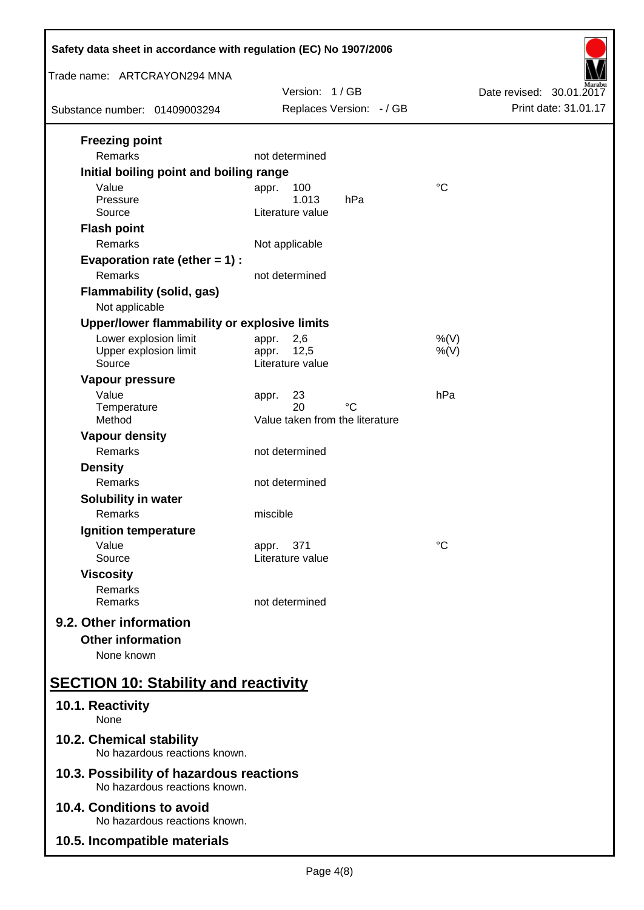**Freezing point**

| | | |
|---|---|---|
| Remarks | not determined | |

**Initial boiling point and boiling range**

| | | |
|---|---|---|
| Value | appr. 100 | °C |
| Pressure | 1.013 hPa | |
| Source | Literature value | |

**Flash point**

| | |
|---|---|
| Remarks | Not applicable |

**Evaporation rate (ether = 1) :**

| | |
|---|---|
| Remarks | not determined |

**Flammability (solid, gas)**

Not applicable

**Upper/lower flammability or explosive limits**

| | | |
|---|---|---|
| Lower explosion limit | appr. 2,6 | %(V) |
| Upper explosion limit | appr. 12,5 | %(V) |
| Source | Literature value | |

**Vapour pressure**

| | | |
|---|---|---|
| Value | appr. 23 | hPa |
| Temperature | 20 °C | |
| Method | Value taken from the literature | |

**Vapour density**

| | |
|---|---|
| Remarks | not determined |

**Density**

| | |
|---|---|
| Remarks | not determined |

**Solubility in water**

| | |
|---|---|
| Remarks | miscible |

**Ignition temperature**

| | | |
|---|---|---|
| Value | appr. 371 | °C |
| Source | Literature value | |

**Viscosity**

| | |
|---|---|
| Remarks | |
| Remarks | not determined |

### 9.2. Other information

**Other information**

None known

## SECTION 10: Stability and reactivity

### 10.1. Reactivity

None

### 10.2. Chemical stability

No hazardous reactions known.

### 10.3. Possibility of hazardous reactions

No hazardous reactions known.

### 10.4. Conditions to avoid

No hazardous reactions known.

### 10.5. Incompatible materials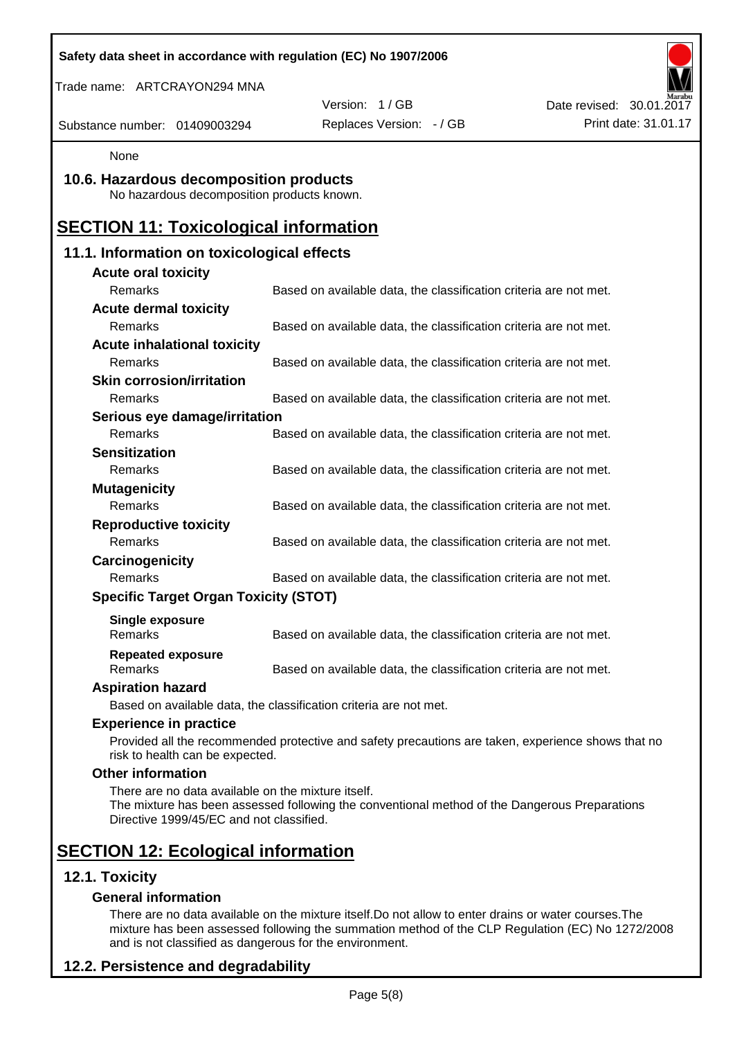None

## 10.6. Hazardous decomposition products

No hazardous decomposition products known.

# SECTION 11: Toxicological information

## 11.1. Information on toxicological effects

**Acute oral toxicity**

| | |
|---|---|
| Remarks | Based on available data, the classification criteria are not met. |

**Acute dermal toxicity**

| | |
|---|---|
| Remarks | Based on available data, the classification criteria are not met. |

**Acute inhalational toxicity**

| | |
|---|---|
| Remarks | Based on available data, the classification criteria are not met. |

**Skin corrosion/irritation**

| | |
|---|---|
| Remarks | Based on available data, the classification criteria are not met. |

**Serious eye damage/irritation**

| | |
|---|---|
| Remarks | Based on available data, the classification criteria are not met. |

**Sensitization**

| | |
|---|---|
| Remarks | Based on available data, the classification criteria are not met. |

**Mutagenicity**

| | |
|---|---|
| Remarks | Based on available data, the classification criteria are not met. |

**Reproductive toxicity**

| | |
|---|---|
| Remarks | Based on available data, the classification criteria are not met. |

**Carcinogenicity**

| | |
|---|---|
| Remarks | Based on available data, the classification criteria are not met. |

**Specific Target Organ Toxicity (STOT)**

**Single exposure**

| | |
|---|---|
| Remarks | Based on available data, the classification criteria are not met. |

**Repeated exposure**

| | |
|---|---|
| Remarks | Based on available data, the classification criteria are not met. |

**Aspiration hazard**

Based on available data, the classification criteria are not met.

**Experience in practice**

Provided all the recommended protective and safety precautions are taken, experience shows that no risk to health can be expected.

**Other information**

There are no data available on the mixture itself.
The mixture has been assessed following the conventional method of the Dangerous Preparations Directive 1999/45/EC and not classified.

# SECTION 12: Ecological information

## 12.1. Toxicity

**General information**

There are no data available on the mixture itself.Do not allow to enter drains or water courses.The mixture has been assessed following the summation method of the CLP Regulation (EC) No 1272/2008 and is not classified as dangerous for the environment.

## 12.2. Persistence and degradability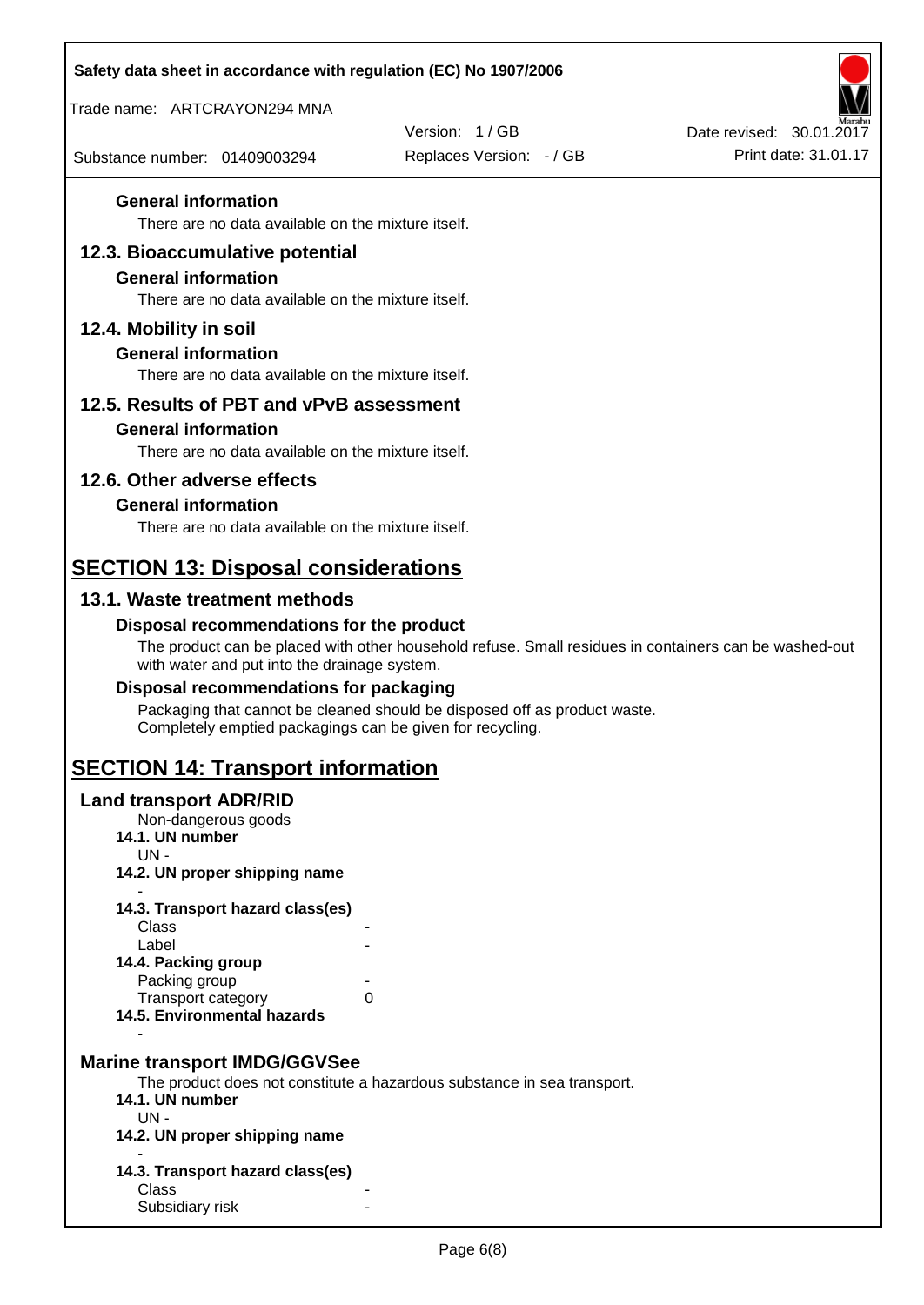### General information

There are no data available on the mixture itself.

## 12.3. Bioaccumulative potential

### General information

There are no data available on the mixture itself.

## 12.4. Mobility in soil

### General information

There are no data available on the mixture itself.

## 12.5. Results of PBT and vPvB assessment

### General information

There are no data available on the mixture itself.

## 12.6. Other adverse effects

### General information

There are no data available on the mixture itself.

# SECTION 13: Disposal considerations

## 13.1. Waste treatment methods

### Disposal recommendations for the product

The product can be placed with other household refuse. Small residues in containers can be washed-out with water and put into the drainage system.

### Disposal recommendations for packaging

Packaging that cannot be cleaned should be disposed off as product waste.
Completely emptied packagings can be given for recycling.

# SECTION 14: Transport information

## Land transport ADR/RID

Non-dangerous goods

**14.1. UN number**

UN -

**14.2. UN proper shipping name**

-

**14.3. Transport hazard class(es)**

| | |
|---|---|
| Class | - |
| Label | - |

**14.4. Packing group**

| | |
|---|---|
| Packing group | - |
| Transport category | 0 |

**14.5. Environmental hazards**

-

## Marine transport IMDG/GGVSee

The product does not constitute a hazardous substance in sea transport.

**14.1. UN number**

UN -

**14.2. UN proper shipping name**

-

**14.3. Transport hazard class(es)**

| | |
|---|---|
| Class | - |
| Subsidiary risk | - |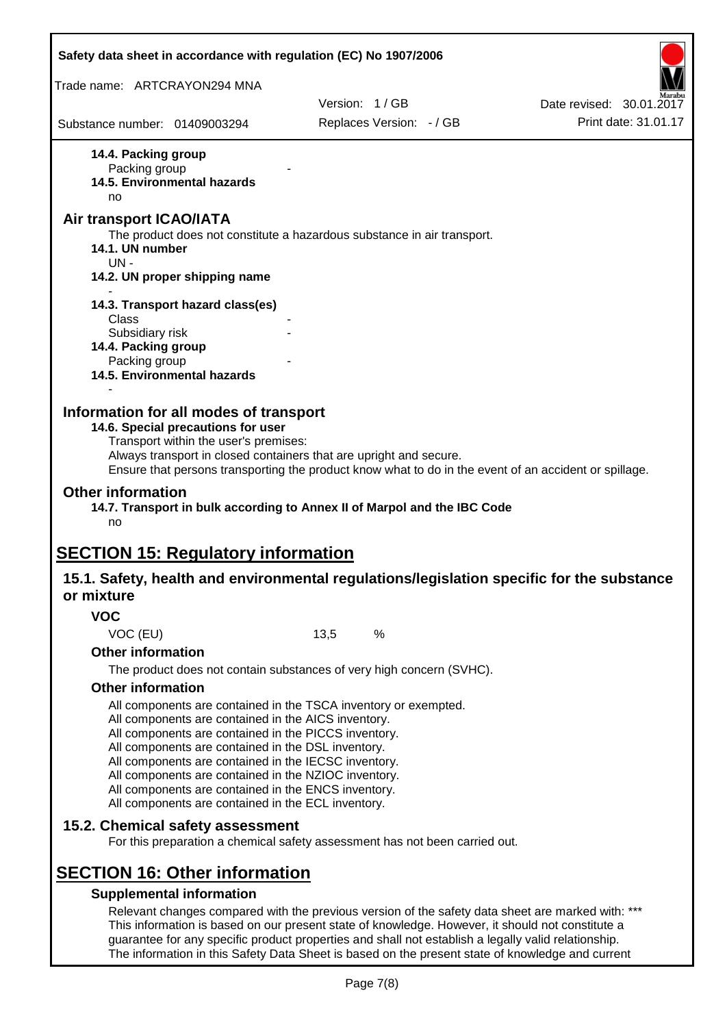**14.4. Packing group**

Packing group -

**14.5. Environmental hazards**

no

## Air transport ICAO/IATA

The product does not constitute a hazardous substance in air transport.

**14.1. UN number**

UN -

**14.2. UN proper shipping name**

-

**14.3. Transport hazard class(es)**

Class -

Subsidiary risk -

**14.4. Packing group**

Packing group -

**14.5. Environmental hazards**

-

## Information for all modes of transport

**14.6. Special precautions for user**

Transport within the user's premises:
Always transport in closed containers that are upright and secure.
Ensure that persons transporting the product know what to do in the event of an accident or spillage.

## Other information

**14.7. Transport in bulk according to Annex II of Marpol and the IBC Code**

no

# SECTION 15: Regulatory information

## 15.1. Safety, health and environmental regulations/legislation specific for the substance or mixture

### VOC

VOC (EU) 13,5 %

### Other information

The product does not contain substances of very high concern (SVHC).

### Other information

All components are contained in the TSCA inventory or exempted.
All components are contained in the AICS inventory.
All components are contained in the PICCS inventory.
All components are contained in the DSL inventory.
All components are contained in the IECSC inventory.
All components are contained in the NZIOC inventory.
All components are contained in the ENCS inventory.
All components are contained in the ECL inventory.

## 15.2. Chemical safety assessment

For this preparation a chemical safety assessment has not been carried out.

# SECTION 16: Other information

### Supplemental information

Relevant changes compared with the previous version of the safety data sheet are marked with: ***
This information is based on our present state of knowledge. However, it should not constitute a guarantee for any specific product properties and shall not establish a legally valid relationship.
The information in this Safety Data Sheet is based on the present state of knowledge and current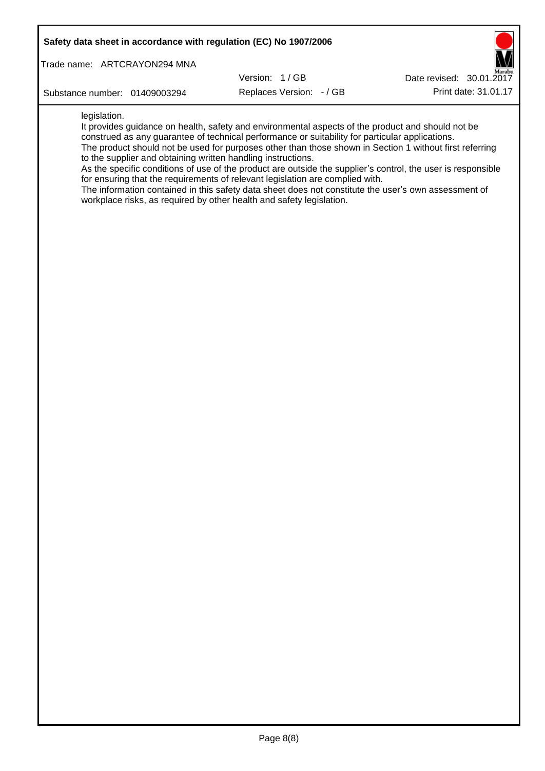legislation.
It provides guidance on health, safety and environmental aspects of the product and should not be construed as any guarantee of technical performance or suitability for particular applications.
The product should not be used for purposes other than those shown in Section 1 without first referring to the supplier and obtaining written handling instructions.
As the specific conditions of use of the product are outside the supplier's control, the user is responsible for ensuring that the requirements of relevant legislation are complied with.
The information contained in this safety data sheet does not constitute the user's own assessment of workplace risks, as required by other health and safety legislation.